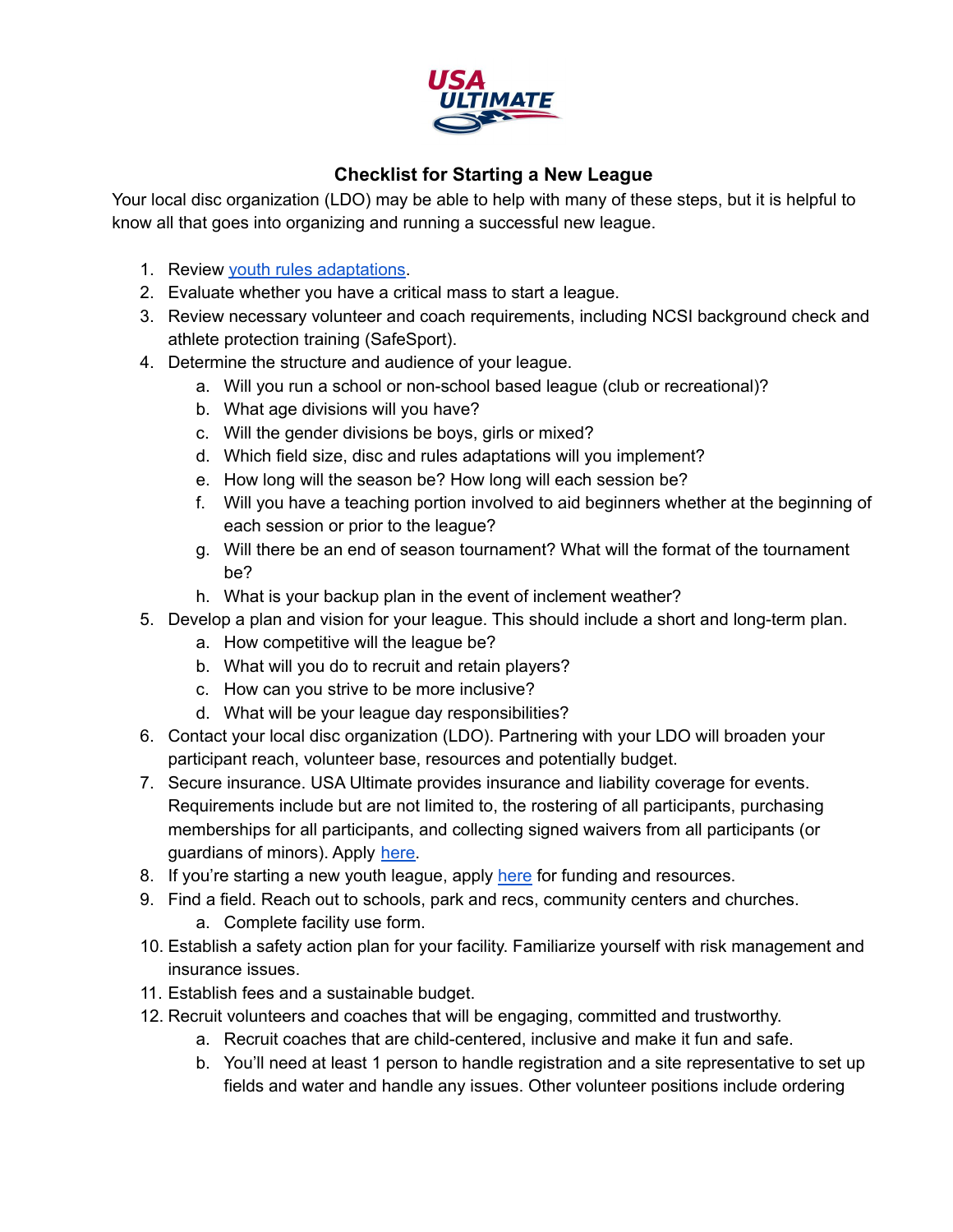## Checklist for Starting a New League

Your local disc organization (LDO) may be able to help with many of these steps, but it is helpful to know all that goes into organizing and running a successful new league.

1. Review youth rules adaptations.
2. Evaluate whether you have a critical mass to start a league.
3. Review necessary volunteer and coach requirements, including NCSI background check and athlete protection training (SafeSport).
4. Determine the structure and audience of your league.
   a. Will you run a school or non-school based league (club or recreational)?
   b. What age divisions will you have?
   c. Will the gender divisions be boys, girls or mixed?
   d. Which field size, disc and rules adaptations will you implement?
   e. How long will the season be? How long will each session be?
   f. Will you have a teaching portion involved to aid beginners whether at the beginning of each session or prior to the league?
   g. Will there be an end of season tournament? What will the format of the tournament be?
   h. What is your backup plan in the event of inclement weather?
5. Develop a plan and vision for your league. This should include a short and long-term plan.
   a. How competitive will the league be?
   b. What will you do to recruit and retain players?
   c. How can you strive to be more inclusive?
   d. What will be your league day responsibilities?
6. Contact your local disc organization (LDO). Partnering with your LDO will broaden your participant reach, volunteer base, resources and potentially budget.
7. Secure insurance. USA Ultimate provides insurance and liability coverage for events. Requirements include but are not limited to, the rostering of all participants, purchasing memberships for all participants, and collecting signed waivers from all participants (or guardians of minors). Apply here.
8. If you're starting a new youth league, apply here for funding and resources.
9. Find a field. Reach out to schools, park and recs, community centers and churches.
   a. Complete facility use form.
10. Establish a safety action plan for your facility. Familiarize yourself with risk management and insurance issues.
11. Establish fees and a sustainable budget.
12. Recruit volunteers and coaches that will be engaging, committed and trustworthy.
    a. Recruit coaches that are child-centered, inclusive and make it fun and safe.
    b. You'll need at least 1 person to handle registration and a site representative to set up fields and water and handle any issues. Other volunteer positions include ordering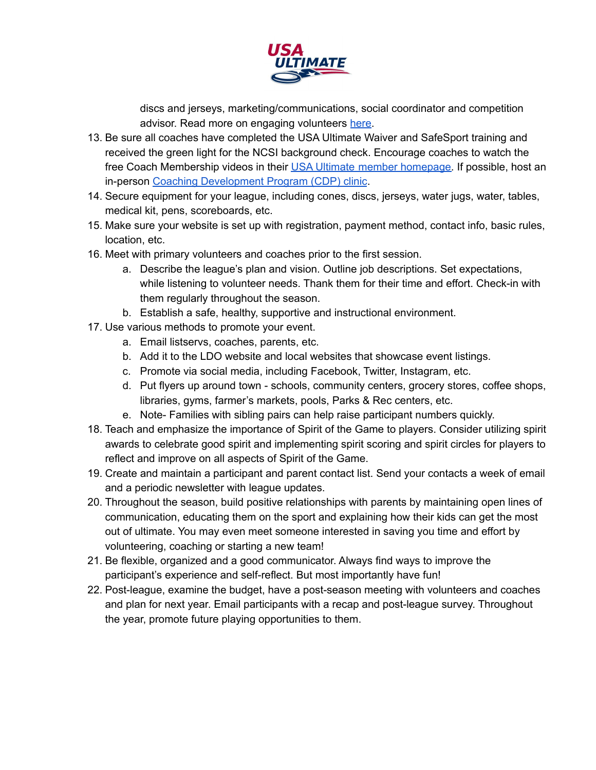discs and jerseys, marketing/communications, social coordinator and competition advisor. Read more on engaging volunteers [here](#).

13. Be sure all coaches have completed the USA Ultimate Waiver and SafeSport training and received the green light for the NCSI background check. Encourage coaches to watch the free Coach Membership videos in their [USA Ultimate member homepage](#). If possible, host an in-person [Coaching Development Program (CDP) clinic](#).
14. Secure equipment for your league, including cones, discs, jerseys, water jugs, water, tables, medical kit, pens, scoreboards, etc.
15. Make sure your website is set up with registration, payment method, contact info, basic rules, location, etc.
16. Meet with primary volunteers and coaches prior to the first session.
    a. Describe the league's plan and vision. Outline job descriptions. Set expectations, while listening to volunteer needs. Thank them for their time and effort. Check-in with them regularly throughout the season.
    b. Establish a safe, healthy, supportive and instructional environment.
17. Use various methods to promote your event.
    a. Email listservs, coaches, parents, etc.
    b. Add it to the LDO website and local websites that showcase event listings.
    c. Promote via social media, including Facebook, Twitter, Instagram, etc.
    d. Put flyers up around town - schools, community centers, grocery stores, coffee shops, libraries, gyms, farmer's markets, pools, Parks & Rec centers, etc.
    e. Note- Families with sibling pairs can help raise participant numbers quickly.
18. Teach and emphasize the importance of Spirit of the Game to players. Consider utilizing spirit awards to celebrate good spirit and implementing spirit scoring and spirit circles for players to reflect and improve on all aspects of Spirit of the Game.
19. Create and maintain a participant and parent contact list. Send your contacts a week of email and a periodic newsletter with league updates.
20. Throughout the season, build positive relationships with parents by maintaining open lines of communication, educating them on the sport and explaining how their kids can get the most out of ultimate. You may even meet someone interested in saving you time and effort by volunteering, coaching or starting a new team!
21. Be flexible, organized and a good communicator. Always find ways to improve the participant's experience and self-reflect. But most importantly have fun!
22. Post-league, examine the budget, have a post-season meeting with volunteers and coaches and plan for next year. Email participants with a recap and post-league survey. Throughout the year, promote future playing opportunities to them.